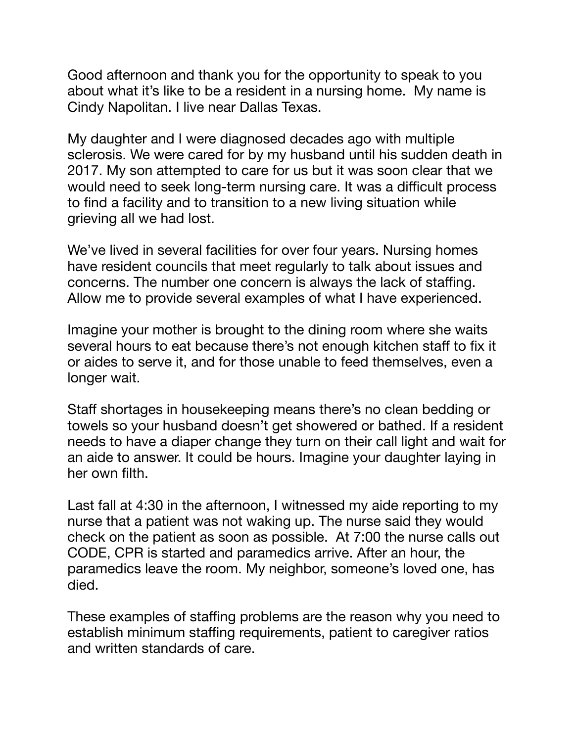Good afternoon and thank you for the opportunity to speak to you about what it's like to be a resident in a nursing home. My name is Cindy Napolitan. I live near Dallas Texas.

My daughter and I were diagnosed decades ago with multiple sclerosis. We were cared for by my husband until his sudden death in 2017. My son attempted to care for us but it was soon clear that we would need to seek long-term nursing care. It was a difficult process to find a facility and to transition to a new living situation while grieving all we had lost.

We've lived in several facilities for over four years. Nursing homes have resident councils that meet regularly to talk about issues and concerns. The number one concern is always the lack of staffing. Allow me to provide several examples of what I have experienced.

Imagine your mother is brought to the dining room where she waits several hours to eat because there's not enough kitchen staff to fix it or aides to serve it, and for those unable to feed themselves, even a longer wait.

Staff shortages in housekeeping means there's no clean bedding or towels so your husband doesn't get showered or bathed. If a resident needs to have a diaper change they turn on their call light and wait for an aide to answer. It could be hours. Imagine your daughter laying in her own filth.

Last fall at 4:30 in the afternoon, I witnessed my aide reporting to my nurse that a patient was not waking up. The nurse said they would check on the patient as soon as possible. At 7:00 the nurse calls out CODE, CPR is started and paramedics arrive. After an hour, the paramedics leave the room. My neighbor, someone's loved one, has died.

These examples of staffing problems are the reason why you need to establish minimum staffing requirements, patient to caregiver ratios and written standards of care.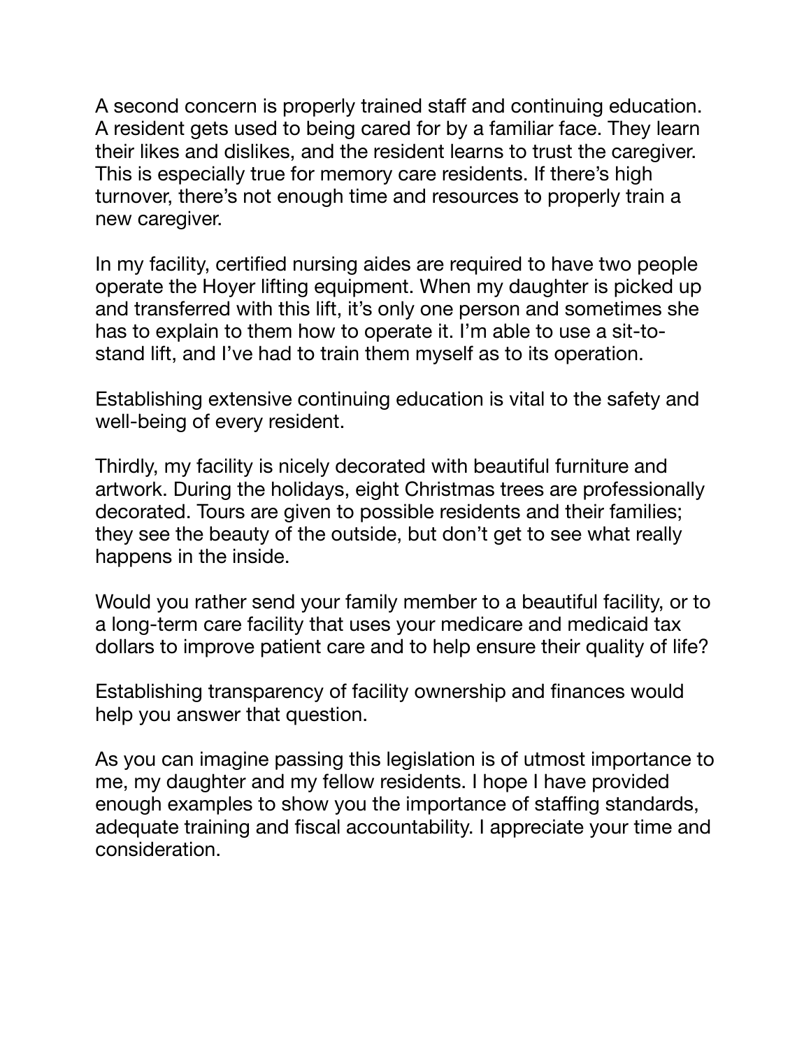A second concern is properly trained staff and continuing education. A resident gets used to being cared for by a familiar face. They learn their likes and dislikes, and the resident learns to trust the caregiver. This is especially true for memory care residents. If there's high turnover, there's not enough time and resources to properly train a new caregiver.

In my facility, certified nursing aides are required to have two people operate the Hoyer lifting equipment. When my daughter is picked up and transferred with this lift, it's only one person and sometimes she has to explain to them how to operate it. I'm able to use a sit-to-stand lift, and I've had to train them myself as to its operation.

Establishing extensive continuing education is vital to the safety and well-being of every resident.

Thirdly, my facility is nicely decorated with beautiful furniture and artwork. During the holidays, eight Christmas trees are professionally decorated. Tours are given to possible residents and their families; they see the beauty of the outside, but don't get to see what really happens in the inside.

Would you rather send your family member to a beautiful facility, or to a long-term care facility that uses your medicare and medicaid tax dollars to improve patient care and to help ensure their quality of life?

Establishing transparency of facility ownership and finances would help you answer that question.

As you can imagine passing this legislation is of utmost importance to me, my daughter and my fellow residents. I hope I have provided enough examples to show you the importance of staffing standards, adequate training and fiscal accountability. I appreciate your time and consideration.